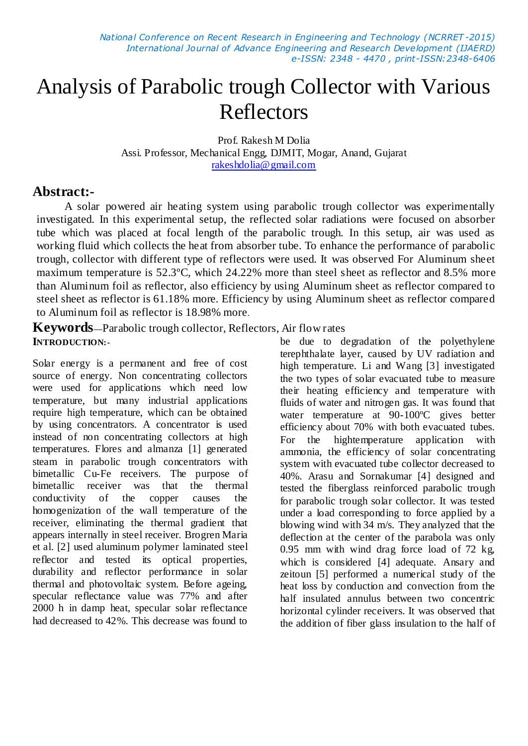# Analysis of Parabolic trough Collector with Various Reflectors

Prof. Rakesh M Dolia
Assi. Professor, Mechanical Engg, DJMIT, Mogar, Anand, Gujarat
rakeshdolia@gmail.com

## Abstract:-

A solar powered air heating system using parabolic trough collector was experimentally investigated. In this experimental setup, the reflected solar radiations were focused on absorber tube which was placed at focal length of the parabolic trough. In this setup, air was used as working fluid which collects the heat from absorber tube. To enhance the performance of parabolic trough, collector with different type of reflectors were used. It was observed For Aluminum sheet maximum temperature is 52.3ºC, which 24.22% more than steel sheet as reflector and 8.5% more than Aluminum foil as reflector, also efficiency by using Aluminum sheet as reflector compared to steel sheet as reflector is 61.18% more. Efficiency by using Aluminum sheet as reflector compared to Aluminum foil as reflector is 18.98% more.

**Keywords**—Parabolic trough collector, Reflectors, Air flow rates

## INTRODUCTION:-

Solar energy is a permanent and free of cost source of energy. Non concentrating collectors were used for applications which need low temperature, but many industrial applications require high temperature, which can be obtained by using concentrators. A concentrator is used instead of non concentrating collectors at high temperatures. Flores and almanza [1] generated steam in parabolic trough concentrators with bimetallic Cu-Fe receivers. The purpose of bimetallic receiver was that the thermal conductivity of the copper causes the homogenization of the wall temperature of the receiver, eliminating the thermal gradient that appears internally in steel receiver. Brogren Maria et al. [2] used aluminum polymer laminated steel reflector and tested its optical properties, durability and reflector performance in solar thermal and photovoltaic system. Before ageing, specular reflectance value was 77% and after 2000 h in damp heat, specular solar reflectance had decreased to 42%. This decrease was found to be due to degradation of the polyethylene terephthalate layer, caused by UV radiation and high temperature. Li and Wang [3] investigated the two types of solar evacuated tube to measure their heating efficiency and temperature with fluids of water and nitrogen gas. It was found that water temperature at 90-100ºC gives better efficiency about 70% with both evacuated tubes. For the hightemperature application with ammonia, the efficiency of solar concentrating system with evacuated tube collector decreased to 40%. Arasu and Sornakumar [4] designed and tested the fiberglass reinforced parabolic trough for parabolic trough solar collector. It was tested under a load corresponding to force applied by a blowing wind with 34 m/s. They analyzed that the deflection at the center of the parabola was only 0.95 mm with wind drag force load of 72 kg, which is considered [4] adequate. Ansary and zeitoun [5] performed a numerical study of the heat loss by conduction and convection from the half insulated annulus between two concentric horizontal cylinder receivers. It was observed that the addition of fiber glass insulation to the half of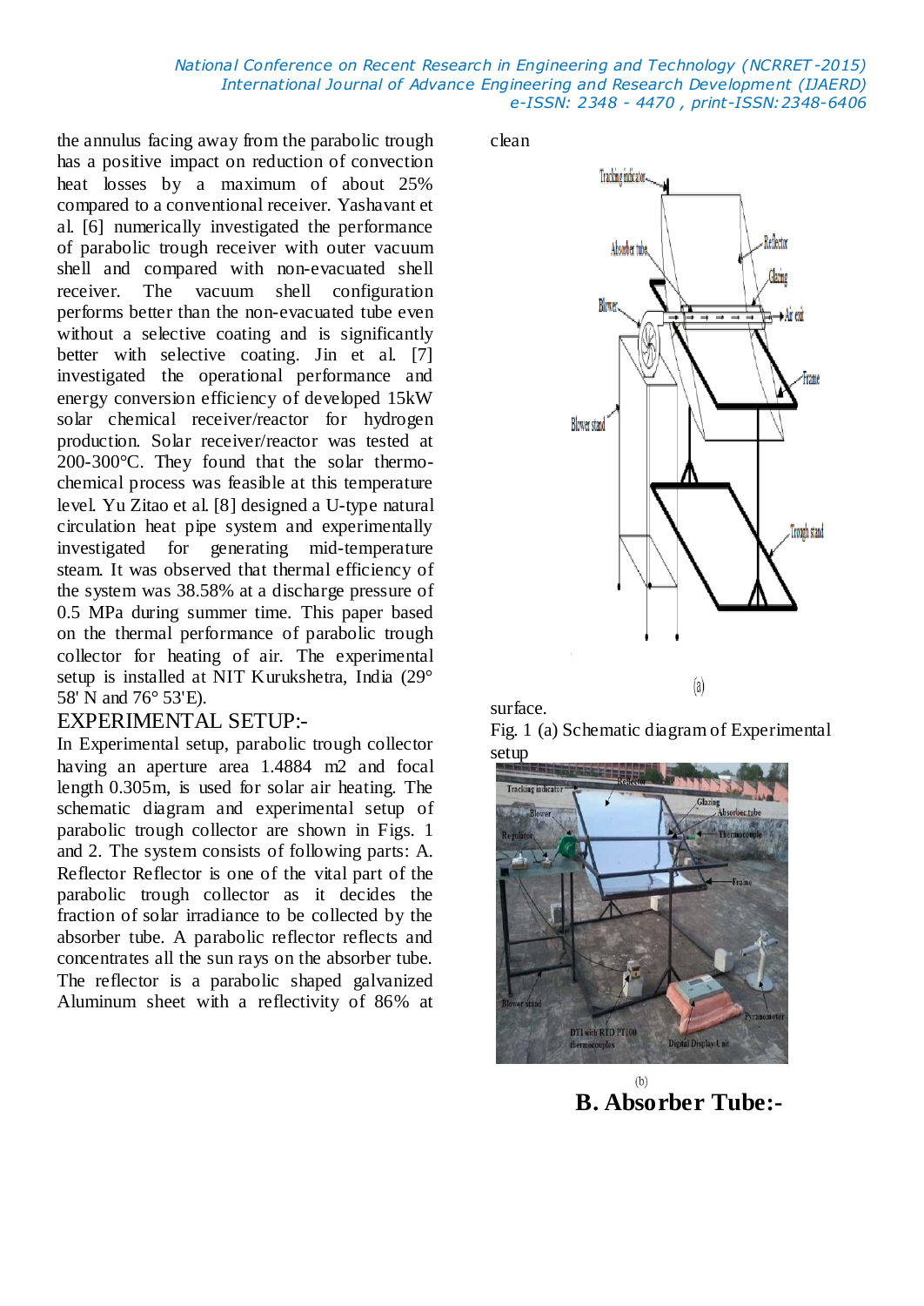the annulus facing away from the parabolic trough has a positive impact on reduction of convection heat losses by a maximum of about 25% compared to a conventional receiver. Yashavant et al. [6] numerically investigated the performance of parabolic trough receiver with outer vacuum shell and compared with non-evacuated shell receiver. The vacuum shell configuration performs better than the non-evacuated tube even without a selective coating and is significantly better with selective coating. Jin et al. [7] investigated the operational performance and energy conversion efficiency of developed 15kW solar chemical receiver/reactor for hydrogen production. Solar receiver/reactor was tested at 200-300°C. They found that the solar thermo-chemical process was feasible at this temperature level. Yu Zitao et al. [8] designed a U-type natural circulation heat pipe system and experimentally investigated for generating mid-temperature steam. It was observed that thermal efficiency of the system was 38.58% at a discharge pressure of 0.5 MPa during summer time. This paper based on the thermal performance of parabolic trough collector for heating of air. The experimental setup is installed at NIT Kurukshetra, India (29° 58' N and 76° 53'E).

## EXPERIMENTAL SETUP:-

In Experimental setup, parabolic trough collector having an aperture area 1.4884 m2 and focal length 0.305m, is used for solar air heating. The schematic diagram and experimental setup of parabolic trough collector are shown in Figs. 1 and 2. The system consists of following parts: A. Reflector Reflector is one of the vital part of the parabolic trough collector as it decides the fraction of solar irradiance to be collected by the absorber tube. A parabolic reflector reflects and concentrates all the sun rays on the absorber tube. The reflector is a parabolic shaped galvanized Aluminum sheet with a reflectivity of 86% at clean surface.

(a)

Fig. 1 (a) Schematic diagram of Experimental setup

(b)

## B. Absorber Tube:-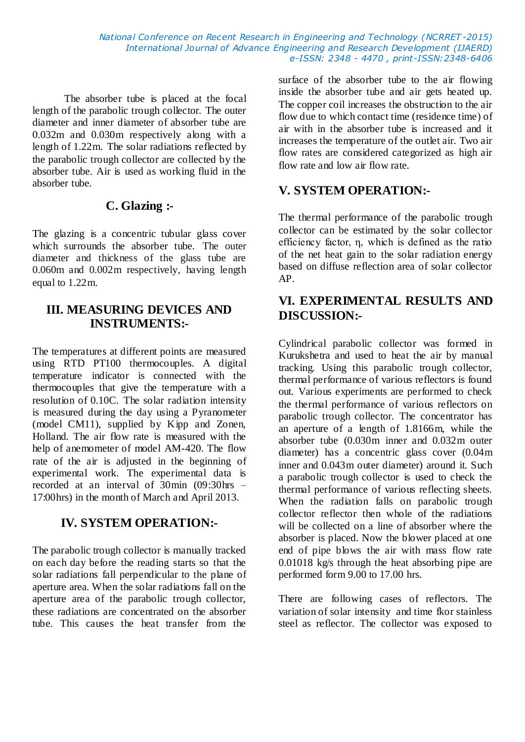The absorber tube is placed at the focal length of the parabolic trough collector. The outer diameter and inner diameter of absorber tube are 0.032m and 0.030m respectively along with a length of 1.22m. The solar radiations reflected by the parabolic trough collector are collected by the absorber tube. Air is used as working fluid in the absorber tube.

### C. Glazing :-

The glazing is a concentric tubular glass cover which surrounds the absorber tube. The outer diameter and thickness of the glass tube are 0.060m and 0.002m respectively, having length equal to 1.22m.

## III. MEASURING DEVICES AND INSTRUMENTS:-

The temperatures at different points are measured using RTD PT100 thermocouples. A digital temperature indicator is connected with the thermocouples that give the temperature with a resolution of 0.10C. The solar radiation intensity is measured during the day using a Pyranometer (model CM11), supplied by Kipp and Zonen, Holland. The air flow rate is measured with the help of anemometer of model AM-420. The flow rate of the air is adjusted in the beginning of experimental work. The experimental data is recorded at an interval of 30min (09:30hrs – 17:00hrs) in the month of March and April 2013.

## IV. SYSTEM OPERATION:-

The parabolic trough collector is manually tracked on each day before the reading starts so that the solar radiations fall perpendicular to the plane of aperture area. When the solar radiations fall on the aperture area of the parabolic trough collector, these radiations are concentrated on the absorber tube. This causes the heat transfer from the surface of the absorber tube to the air flowing inside the absorber tube and air gets heated up. The copper coil increases the obstruction to the air flow due to which contact time (residence time) of air with in the absorber tube is increased and it increases the temperature of the outlet air. Two air flow rates are considered categorized as high air flow rate and low air flow rate.

## V. SYSTEM OPERATION:-

The thermal performance of the parabolic trough collector can be estimated by the solar collector efficiency factor, η, which is defined as the ratio of the net heat gain to the solar radiation energy based on diffuse reflection area of solar collector AP.

## VI. EXPERIMENTAL RESULTS AND DISCUSSION:-

Cylindrical parabolic collector was formed in Kurukshetra and used to heat the air by manual tracking. Using this parabolic trough collector, thermal performance of various reflectors is found out. Various experiments are performed to check the thermal performance of various reflectors on parabolic trough collector. The concentrator has an aperture of a length of 1.8166m, while the absorber tube (0.030m inner and 0.032m outer diameter) has a concentric glass cover (0.04m inner and 0.043m outer diameter) around it. Such a parabolic trough collector is used to check the thermal performance of various reflecting sheets. When the radiation falls on parabolic trough collector reflector then whole of the radiations will be collected on a line of absorber where the absorber is placed. Now the blower placed at one end of pipe blows the air with mass flow rate 0.01018 kg/s through the heat absorbing pipe are performed form 9.00 to 17.00 hrs.

There are following cases of reflectors. The variation of solar intensity and time fkor stainless steel as reflector. The collector was exposed to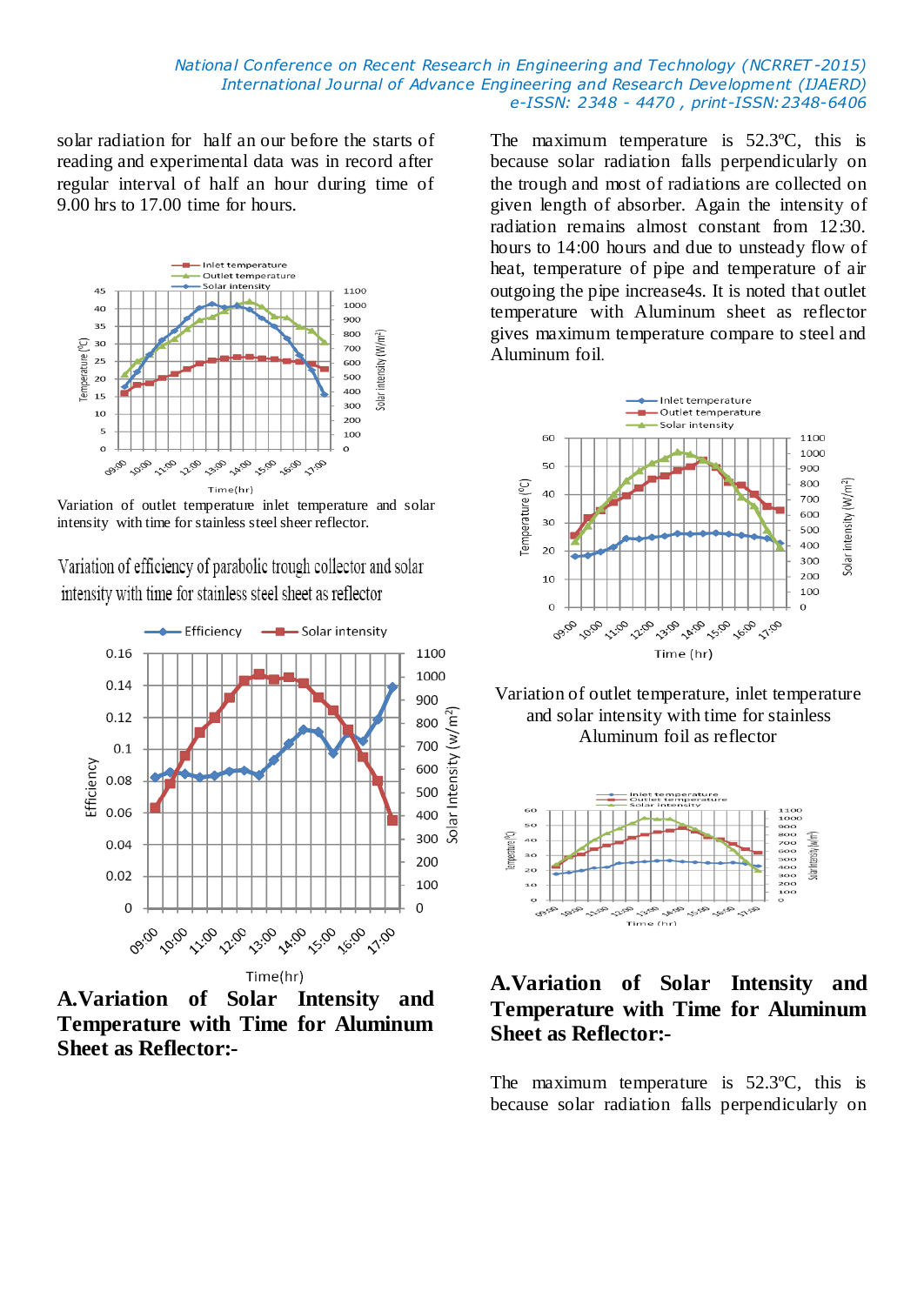solar radiation for half an our before the starts of reading and experimental data was in record after regular interval of half an hour during time of 9.00 hrs to 17.00 time for hours.

Variation of outlet temperature inlet temperature and solar intensity with time for stainless steel sheer reflector.

Variation of efficiency of parabolic trough collector and solar intensity with time for stainless steel sheet as reflector

**A.Variation of Solar Intensity and Temperature with Time for Aluminum Sheet as Reflector:-**

The maximum temperature is 52.3ºC, this is because solar radiation falls perpendicularly on the trough and most of radiations are collected on given length of absorber. Again the intensity of radiation remains almost constant from 12:30. hours to 14:00 hours and due to unsteady flow of heat, temperature of pipe and temperature of air outgoing the pipe increase4s. It is noted that outlet temperature with Aluminum sheet as reflector gives maximum temperature compare to steel and Aluminum foil.

Variation of outlet temperature, inlet temperature and solar intensity with time for stainless Aluminum foil as reflector

**A.Variation of Solar Intensity and Temperature with Time for Aluminum Sheet as Reflector:-**

The maximum temperature is 52.3ºC, this is because solar radiation falls perpendicularly on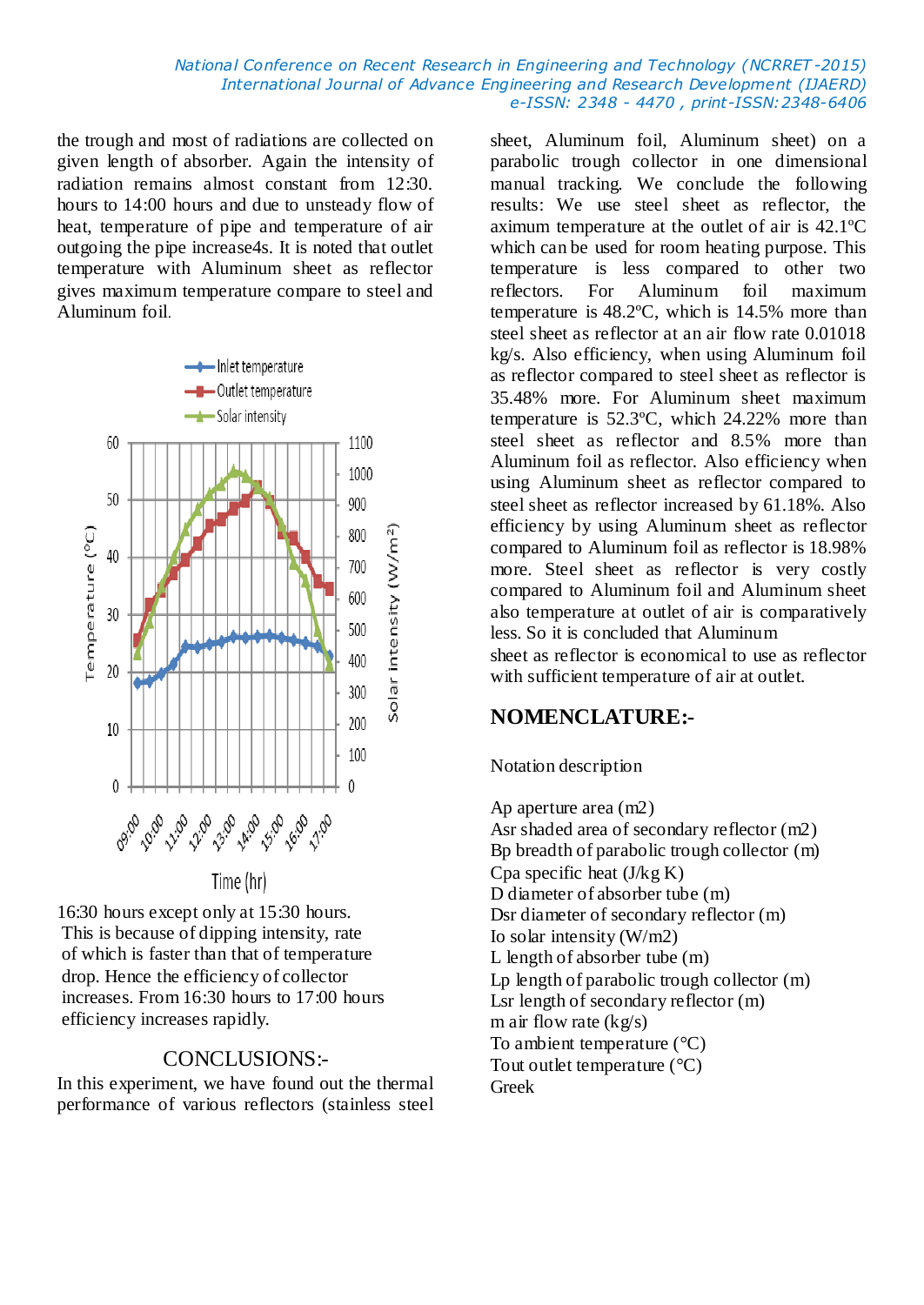the trough and most of radiations are collected on given length of absorber. Again the intensity of radiation remains almost constant from 12:30. hours to 14:00 hours and due to unsteady flow of heat, temperature of pipe and temperature of air outgoing the pipe increase4s. It is noted that outlet temperature with Aluminum sheet as reflector gives maximum temperature compare to steel and Aluminum foil.

16:30 hours except only at 15:30 hours. This is because of dipping intensity, rate of which is faster than that of temperature drop. Hence the efficiency of collector increases. From 16:30 hours to 17:00 hours efficiency increases rapidly.

## CONCLUSIONS:-

In this experiment, we have found out the thermal performance of various reflectors (stainless steel sheet, Aluminum foil, Aluminum sheet) on a parabolic trough collector in one dimensional manual tracking. We conclude the following results: We use steel sheet as reflector, the aximum temperature at the outlet of air is 42.1ºC which can be used for room heating purpose. This temperature is less compared to other two reflectors. For Aluminum foil maximum temperature is 48.2ºC, which is 14.5% more than steel sheet as reflector at an air flow rate 0.01018 kg/s. Also efficiency, when using Aluminum foil as reflector compared to steel sheet as reflector is 35.48% more. For Aluminum sheet maximum temperature is 52.3ºC, which 24.22% more than steel sheet as reflector and 8.5% more than Aluminum foil as reflector. Also efficiency when using Aluminum sheet as reflector compared to steel sheet as reflector increased by 61.18%. Also efficiency by using Aluminum sheet as reflector compared to Aluminum foil as reflector is 18.98% more. Steel sheet as reflector is very costly compared to Aluminum foil and Aluminum sheet also temperature at outlet of air is comparatively less. So it is concluded that Aluminum sheet as reflector is economical to use as reflector with sufficient temperature of air at outlet.

## NOMENCLATURE:-

Notation description

Ap aperture area (m2)
Asr shaded area of secondary reflector (m2)
Bp breadth of parabolic trough collector (m)
Cpa specific heat (J/kg K)
D diameter of absorber tube (m)
Dsr diameter of secondary reflector (m)
Io solar intensity (W/m2)
L length of absorber tube (m)
Lp length of parabolic trough collector (m)
Lsr length of secondary reflector (m)
m air flow rate (kg/s)
To ambient temperature (°C)
Tout outlet temperature (°C)
Greek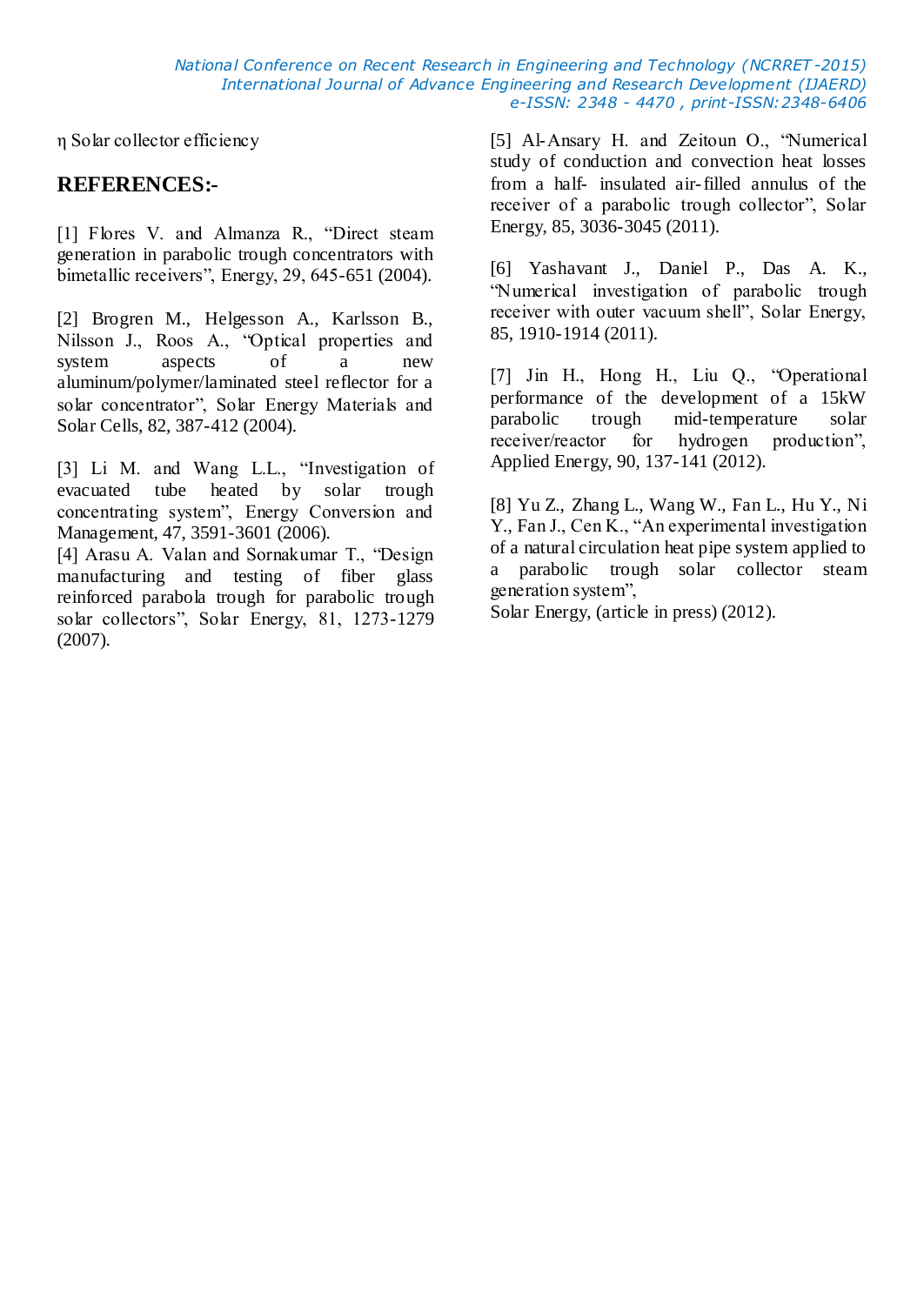$\eta$ Solar collector efficiency

## REFERENCES:-

[1] Flores V. and Almanza R., “Direct steam generation in parabolic trough concentrators with bimetallic receivers”, Energy, 29, 645-651 (2004).

[2] Brogren M., Helgesson A., Karlsson B., Nilsson J., Roos A., “Optical properties and system aspects of a new aluminum/polymer/laminated steel reflector for a solar concentrator”, Solar Energy Materials and Solar Cells, 82, 387-412 (2004).

[3] Li M. and Wang L.L., “Investigation of evacuated tube heated by solar trough concentrating system”, Energy Conversion and Management, 47, 3591-3601 (2006).

[4] Arasu A. Valan and Sornakumar T., “Design manufacturing and testing of fiber glass reinforced parabola trough for parabolic trough solar collectors”, Solar Energy, 81, 1273-1279 (2007).

[5] Al-Ansary H. and Zeitoun O., “Numerical study of conduction and convection heat losses from a half- insulated air-filled annulus of the receiver of a parabolic trough collector”, Solar Energy, 85, 3036-3045 (2011).

[6] Yashavant J., Daniel P., Das A. K., “Numerical investigation of parabolic trough receiver with outer vacuum shell”, Solar Energy, 85, 1910-1914 (2011).

[7] Jin H., Hong H., Liu Q., “Operational performance of the development of a 15kW parabolic trough mid-temperature solar receiver/reactor for hydrogen production”, Applied Energy, 90, 137-141 (2012).

[8] Yu Z., Zhang L., Wang W., Fan L., Hu Y., Ni Y., Fan J., Cen K., “An experimental investigation of a natural circulation heat pipe system applied to a parabolic trough solar collector steam generation system”,
Solar Energy, (article in press) (2012).